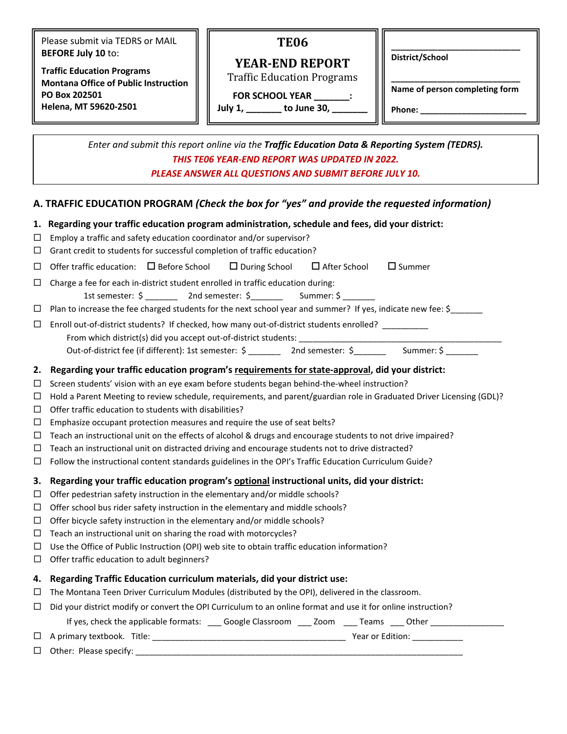Please submit via TEDRS or MAIL **BEFORE July 10** to:

**Traffic Education Programs**
**Montana Office of Public Instruction**
**PO Box 202501**
**Helena, MT 59620-2501**

# TE06

## YEAR-END REPORT

Traffic Education Programs

**FOR SCHOOL YEAR _______:**
**July 1, _______ to June 30, _______**

_________________________
**District/School**

_________________________
**Name of person completing form**

**Phone:** _____________________

*Enter and submit this report online via the **Traffic Education Data & Reporting System (TEDRS).***
*THIS TE06 YEAR-END REPORT WAS UPDATED IN 2022.*
*PLEASE ANSWER ALL QUESTIONS AND SUBMIT BEFORE JULY 10.*

## A. TRAFFIC EDUCATION PROGRAM *(Check the box for "yes" and provide the requested information)*

**1. Regarding your traffic education program administration, schedule and fees, did your district:**

- ☐ Employ a traffic and safety education coordinator and/or supervisor?
- ☐ Grant credit to students for successful completion of traffic education?
- ☐ Offer traffic education: ☐ Before School ☐ During School ☐ After School ☐ Summer
- ☐ Charge a fee for each in-district student enrolled in traffic education during:
  1st semester: $ _______ 2nd semester: $_______ Summer: $ _______
- ☐ Plan to increase the fee charged students for the next school year and summer? If yes, indicate new fee: $_______
- ☐ Enroll out-of-district students? If checked, how many out-of-district students enrolled? __________
  From which district(s) did you accept out-of-district students: ____________________________________________
  Out-of-district fee (if different): 1st semester: $ _______ 2nd semester: $_______ Summer: $ _______

**2. Regarding your traffic education program's <u>requirements for state-approval</u>, did your district:**

- ☐ Screen students' vision with an eye exam before students began behind-the-wheel instruction?
- ☐ Hold a Parent Meeting to review schedule, requirements, and parent/guardian role in Graduated Driver Licensing (GDL)?
- ☐ Offer traffic education to students with disabilities?
- ☐ Emphasize occupant protection measures and require the use of seat belts?
- ☐ Teach an instructional unit on the effects of alcohol & drugs and encourage students to not drive impaired?
- ☐ Teach an instructional unit on distracted driving and encourage students not to drive distracted?
- ☐ Follow the instructional content standards guidelines in the OPI's Traffic Education Curriculum Guide?

**3. Regarding your traffic education program's <u>optional</u> instructional units, did your district:**

- ☐ Offer pedestrian safety instruction in the elementary and/or middle schools?
- ☐ Offer school bus rider safety instruction in the elementary and middle schools?
- ☐ Offer bicycle safety instruction in the elementary and/or middle schools?
- ☐ Teach an instructional unit on sharing the road with motorcycles?
- ☐ Use the Office of Public Instruction (OPI) web site to obtain traffic education information?
- ☐ Offer traffic education to adult beginners?

**4. Regarding Traffic Education curriculum materials, did your district use:**

- ☐ The Montana Teen Driver Curriculum Modules (distributed by the OPI), delivered in the classroom.
- ☐ Did your district modify or convert the OPI Curriculum to an online format and use it for online instruction?
  If yes, check the applicable formats: ___ Google Classroom ___ Zoom ___ Teams ___ Other ________________
- ☐ A primary textbook. Title: __________________________________________ Year or Edition: ___________
- ☐ Other: Please specify: ______________________________________________________________________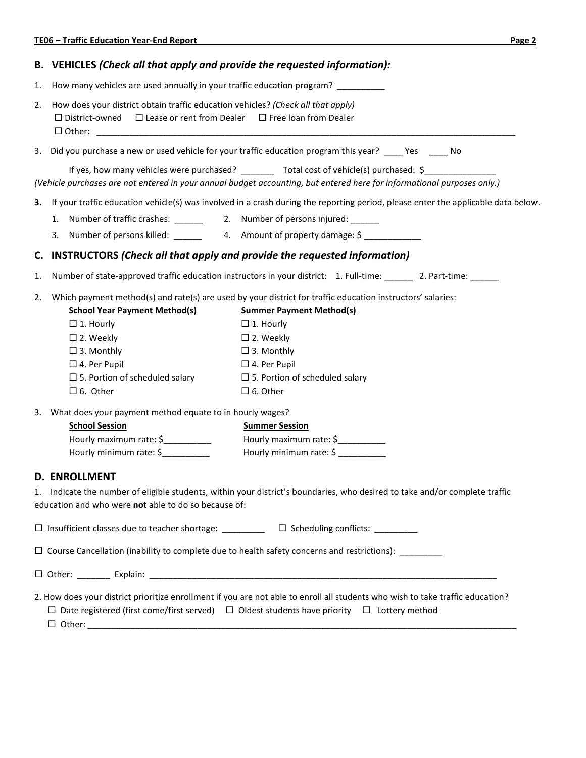## B. VEHICLES *(Check all that apply and provide the requested information):*

1. How many vehicles are used annually in your traffic education program? __________

2. How does your district obtain traffic education vehicles? *(Check all that apply)*
   ☐ District-owned ☐ Lease or rent from Dealer ☐ Free loan from Dealer
   ☐ Other: ____________________________________________________________________________________________

3. Did you purchase a new or used vehicle for your traffic education program this year? ____ Yes ____ No

   If yes, how many vehicles were purchased? _______ Total cost of vehicle(s) purchased: $______________

*(Vehicle purchases are not entered in your annual budget accounting, but entered here for informational purposes only.)*

**3.** If your traffic education vehicle(s) was involved in a crash during the reporting period, please enter the applicable data below.

   1. Number of traffic crashes: ______ 2. Number of persons injured: ______
   3. Number of persons killed: ______ 4. Amount of property damage: $ ____________

## C. INSTRUCTORS *(Check all that apply and provide the requested information)*

1. Number of state-approved traffic education instructors in your district: 1. Full-time: ______ 2. Part-time: ______

2. Which payment method(s) and rate(s) are used by your district for traffic education instructors' salaries:

| **School Year Payment Method(s)** | **Summer Payment Method(s)** |
|---|---|
| ☐ 1. Hourly | ☐ 1. Hourly |
| ☐ 2. Weekly | ☐ 2. Weekly |
| ☐ 3. Monthly | ☐ 3. Monthly |
| ☐ 4. Per Pupil | ☐ 4. Per Pupil |
| ☐ 5. Portion of scheduled salary | ☐ 5. Portion of scheduled salary |
| ☐ 6. Other | ☐ 6. Other |

3. What does your payment method equate to in hourly wages?

| **School Session** | **Summer Session** |
|---|---|
| Hourly maximum rate: $__________ | Hourly maximum rate: $__________ |
| Hourly minimum rate: $__________ | Hourly minimum rate: $ __________ |

## D. ENROLLMENT

1. Indicate the number of eligible students, within your district's boundaries, who desired to take and/or complete traffic education and who were **not** able to do so because of:

☐ Insufficient classes due to teacher shortage: _________ ☐ Scheduling conflicts: _________

☐ Course Cancellation (inability to complete due to health safety concerns and restrictions): _________

☐ Other: _______ Explain: ____________________________________________________________________________

2. How does your district prioritize enrollment if you are not able to enroll all students who wish to take traffic education?
   ☐ Date registered (first come/first served) ☐ Oldest students have priority ☐ Lottery method
   ☐ Other: _____________________________________________________________________________________________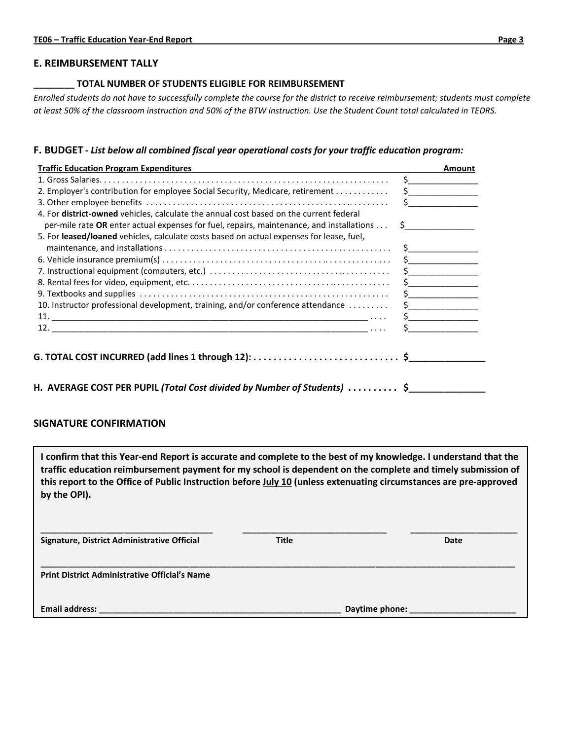## E. REIMBURSEMENT TALLY

**________ TOTAL NUMBER OF STUDENTS ELIGIBLE FOR REIMBURSEMENT**

*Enrolled students do not have to successfully complete the course for the district to receive reimbursement; students must complete at least 50% of the classroom instruction and 50% of the BTW instruction. Use the Student Count total calculated in TEDRS.*

## F. BUDGET - *List below all combined fiscal year operational costs for your traffic education program:*

| Traffic Education Program Expenditures | Amount |
|---|---|
| 1. Gross Salaries. . . . . . . . . . . . . . . . . . . . . . . . . . . . . . . . . . . . . . . . . . . . . . . . . . . . . . . . . . . . . . | $______________ |
| 2. Employer's contribution for employee Social Security, Medicare, retirement . . . . . . . . . . . | $______________ |
| 3. Other employee benefits . . . . . . . . . . . . . . . . . . . . . . . . . . . . . . . . . . . . . . . . . . . . . . . . . . . . | $______________ |
| 4. For **district-owned** vehicles, calculate the annual cost based on the current federal per-mile rate **OR** enter actual expenses for fuel, repairs, maintenance, and installations . . . | $______________ |
| 5. For **leased/loaned** vehicles, calculate costs based on actual expenses for lease, fuel, maintenance, and installations . . . . . . . . . . . . . . . . . . . . . . . . . . . . . . . . . . . . . . . . . . . . . . . . . . | $______________ |
| 6. Vehicle insurance premium(s) . . . . . . . . . . . . . . . . . . . . . . . . . . . . . . . . . . . . . . . . . . . . . . . . . | $______________ |
| 7. Instructional equipment (computers, etc.) . . . . . . . . . . . . . . . . . . . . . . . . . . . . . . . . . . . . . . . | $______________ |
| 8. Rental fees for video, equipment, etc. . . . . . . . . . . . . . . . . . . . . . . . . . . . . . . . . . . . . . . . . . . | $______________ |
| 9. Textbooks and supplies . . . . . . . . . . . . . . . . . . . . . . . . . . . . . . . . . . . . . . . . . . . . . . . . . . . . . | $______________ |
| 10. Instructor professional development, training, and/or conference attendance . . . . . . . . . | $______________ |
| 11. ______________________________________________________________________ . . . . | $______________ |
| 12. ______________________________________________________________________ . . . . | $______________ |

**G. TOTAL COST INCURRED (add lines 1 through 12): . . . . . . . . . . . . . . . . . . . . . . . . . . . . . $______________**

**H. AVERAGE COST PER PUPIL *(Total Cost divided by Number of Students)* . . . . . . . . . . $______________**

## SIGNATURE CONFIRMATION

**I confirm that this Year-end Report is accurate and complete to the best of my knowledge. I understand that the traffic education reimbursement payment for my school is dependent on the complete and timely submission of this report to the Office of Public Instruction before July 10 (unless extenuating circumstances are pre-approved by the OPI).**

| ___________________________________ | ____________________________ | _____________________ |
|---|---|---|
| **Signature, District Administrative Official** | **Title** | **Date** |

__________________________________________________________________________________________________

**Print District Administrative Official's Name**

**Email address:** __________________________________________________ **Daytime phone:** ______________________